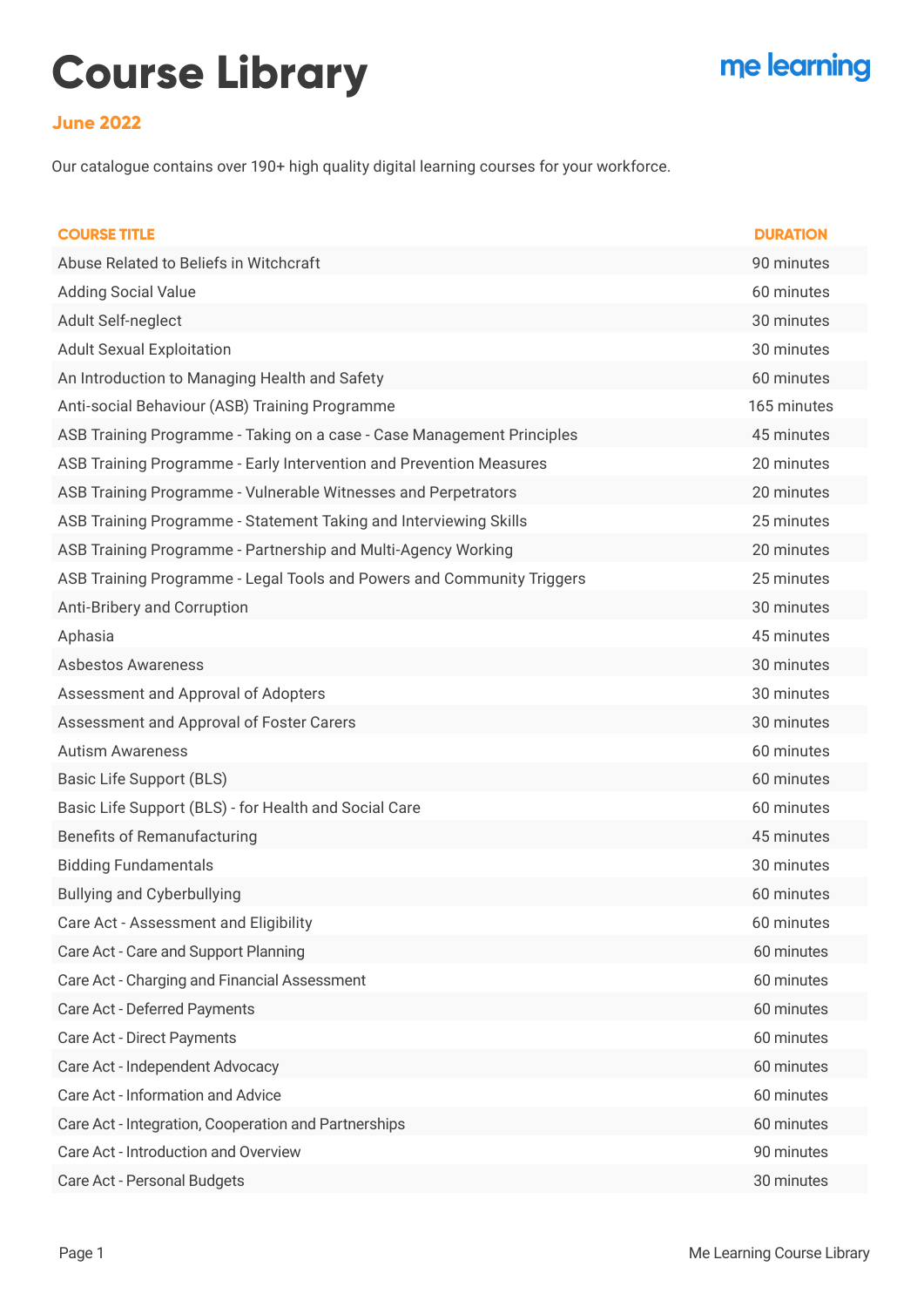# Course Library

me learning

**June 2022**

Our catalogue contains over 190+ high quality digital learning courses for your workforce.

| COURSE TITLE | DURATION |
|---|---|
| Abuse Related to Beliefs in Witchcraft | 90 minutes |
| Adding Social Value | 60 minutes |
| Adult Self-neglect | 30 minutes |
| Adult Sexual Exploitation | 30 minutes |
| An Introduction to Managing Health and Safety | 60 minutes |
| Anti-social Behaviour (ASB) Training Programme | 165 minutes |
| ASB Training Programme - Taking on a case - Case Management Principles | 45 minutes |
| ASB Training Programme - Early Intervention and Prevention Measures | 20 minutes |
| ASB Training Programme - Vulnerable Witnesses and Perpetrators | 20 minutes |
| ASB Training Programme - Statement Taking and Interviewing Skills | 25 minutes |
| ASB Training Programme - Partnership and Multi-Agency Working | 20 minutes |
| ASB Training Programme - Legal Tools and Powers and Community Triggers | 25 minutes |
| Anti-Bribery and Corruption | 30 minutes |
| Aphasia | 45 minutes |
| Asbestos Awareness | 30 minutes |
| Assessment and Approval of Adopters | 30 minutes |
| Assessment and Approval of Foster Carers | 30 minutes |
| Autism Awareness | 60 minutes |
| Basic Life Support (BLS) | 60 minutes |
| Basic Life Support (BLS) - for Health and Social Care | 60 minutes |
| Benefits of Remanufacturing | 45 minutes |
| Bidding Fundamentals | 30 minutes |
| Bullying and Cyberbullying | 60 minutes |
| Care Act - Assessment and Eligibility | 60 minutes |
| Care Act - Care and Support Planning | 60 minutes |
| Care Act - Charging and Financial Assessment | 60 minutes |
| Care Act - Deferred Payments | 60 minutes |
| Care Act - Direct Payments | 60 minutes |
| Care Act - Independent Advocacy | 60 minutes |
| Care Act - Information and Advice | 60 minutes |
| Care Act - Integration, Cooperation and Partnerships | 60 minutes |
| Care Act - Introduction and Overview | 90 minutes |
| Care Act - Personal Budgets | 30 minutes |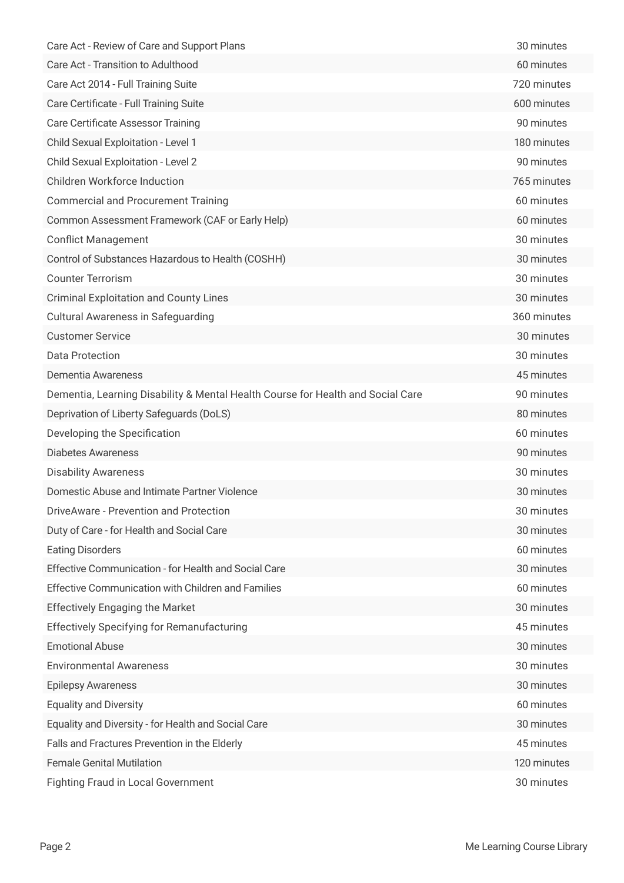| | |
|---|---|
| Care Act - Review of Care and Support Plans | 30 minutes |
| Care Act - Transition to Adulthood | 60 minutes |
| Care Act 2014 - Full Training Suite | 720 minutes |
| Care Certificate - Full Training Suite | 600 minutes |
| Care Certificate Assessor Training | 90 minutes |
| Child Sexual Exploitation - Level 1 | 180 minutes |
| Child Sexual Exploitation - Level 2 | 90 minutes |
| Children Workforce Induction | 765 minutes |
| Commercial and Procurement Training | 60 minutes |
| Common Assessment Framework (CAF or Early Help) | 60 minutes |
| Conflict Management | 30 minutes |
| Control of Substances Hazardous to Health (COSHH) | 30 minutes |
| Counter Terrorism | 30 minutes |
| Criminal Exploitation and County Lines | 30 minutes |
| Cultural Awareness in Safeguarding | 360 minutes |
| Customer Service | 30 minutes |
| Data Protection | 30 minutes |
| Dementia Awareness | 45 minutes |
| Dementia, Learning Disability & Mental Health Course for Health and Social Care | 90 minutes |
| Deprivation of Liberty Safeguards (DoLS) | 80 minutes |
| Developing the Specification | 60 minutes |
| Diabetes Awareness | 90 minutes |
| Disability Awareness | 30 minutes |
| Domestic Abuse and Intimate Partner Violence | 30 minutes |
| DriveAware - Prevention and Protection | 30 minutes |
| Duty of Care - for Health and Social Care | 30 minutes |
| Eating Disorders | 60 minutes |
| Effective Communication - for Health and Social Care | 30 minutes |
| Effective Communication with Children and Families | 60 minutes |
| Effectively Engaging the Market | 30 minutes |
| Effectively Specifying for Remanufacturing | 45 minutes |
| Emotional Abuse | 30 minutes |
| Environmental Awareness | 30 minutes |
| Epilepsy Awareness | 30 minutes |
| Equality and Diversity | 60 minutes |
| Equality and Diversity - for Health and Social Care | 30 minutes |
| Falls and Fractures Prevention in the Elderly | 45 minutes |
| Female Genital Mutilation | 120 minutes |
| Fighting Fraud in Local Government | 30 minutes |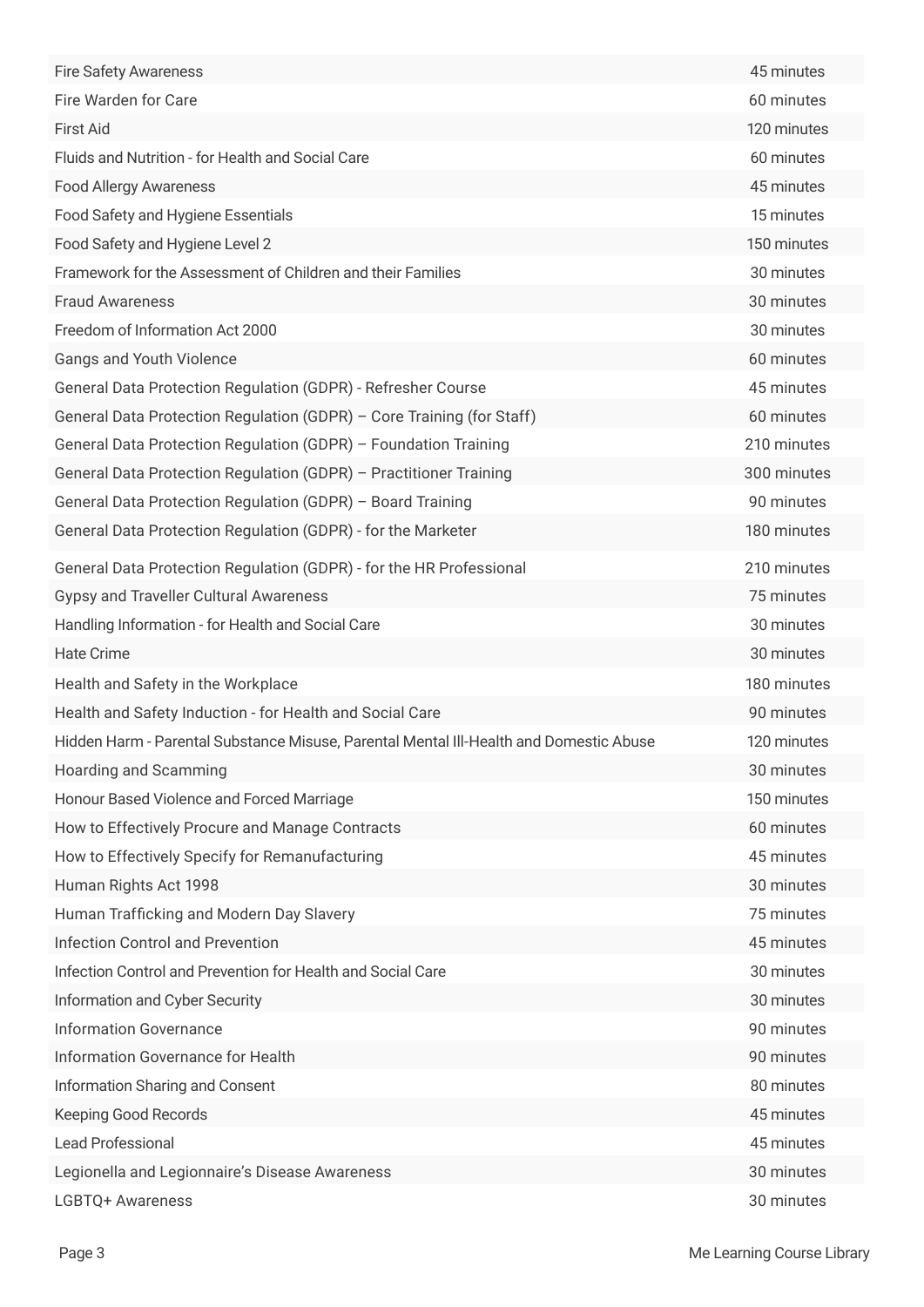| | |
|---|---|
| Fire Safety Awareness | 45 minutes |
| Fire Warden for Care | 60 minutes |
| First Aid | 120 minutes |
| Fluids and Nutrition - for Health and Social Care | 60 minutes |
| Food Allergy Awareness | 45 minutes |
| Food Safety and Hygiene Essentials | 15 minutes |
| Food Safety and Hygiene Level 2 | 150 minutes |
| Framework for the Assessment of Children and their Families | 30 minutes |
| Fraud Awareness | 30 minutes |
| Freedom of Information Act 2000 | 30 minutes |
| Gangs and Youth Violence | 60 minutes |
| General Data Protection Regulation (GDPR) - Refresher Course | 45 minutes |
| General Data Protection Regulation (GDPR) – Core Training (for Staff) | 60 minutes |
| General Data Protection Regulation (GDPR) – Foundation Training | 210 minutes |
| General Data Protection Regulation (GDPR) – Practitioner Training | 300 minutes |
| General Data Protection Regulation (GDPR) – Board Training | 90 minutes |
| General Data Protection Regulation (GDPR) - for the Marketer | 180 minutes |
| General Data Protection Regulation (GDPR) - for the HR Professional | 210 minutes |
| Gypsy and Traveller Cultural Awareness | 75 minutes |
| Handling Information - for Health and Social Care | 30 minutes |
| Hate Crime | 30 minutes |
| Health and Safety in the Workplace | 180 minutes |
| Health and Safety Induction - for Health and Social Care | 90 minutes |
| Hidden Harm - Parental Substance Misuse, Parental Mental Ill-Health and Domestic Abuse | 120 minutes |
| Hoarding and Scamming | 30 minutes |
| Honour Based Violence and Forced Marriage | 150 minutes |
| How to Effectively Procure and Manage Contracts | 60 minutes |
| How to Effectively Specify for Remanufacturing | 45 minutes |
| Human Rights Act 1998 | 30 minutes |
| Human Trafficking and Modern Day Slavery | 75 minutes |
| Infection Control and Prevention | 45 minutes |
| Infection Control and Prevention for Health and Social Care | 30 minutes |
| Information and Cyber Security | 30 minutes |
| Information Governance | 90 minutes |
| Information Governance for Health | 90 minutes |
| Information Sharing and Consent | 80 minutes |
| Keeping Good Records | 45 minutes |
| Lead Professional | 45 minutes |
| Legionella and Legionnaire's Disease Awareness | 30 minutes |
| LGBTQ+ Awareness | 30 minutes |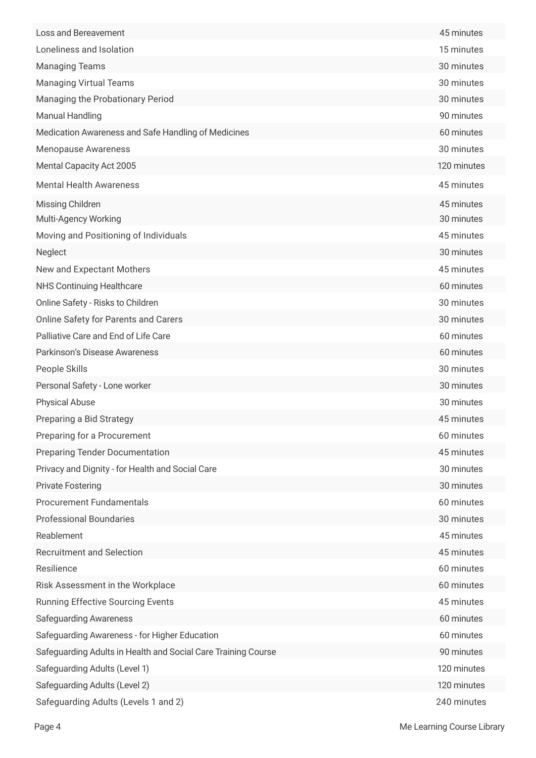| | |
|---|---|
| Loss and Bereavement | 45 minutes |
| Loneliness and Isolation | 15 minutes |
| Managing Teams | 30 minutes |
| Managing Virtual Teams | 30 minutes |
| Managing the Probationary Period | 30 minutes |
| Manual Handling | 90 minutes |
| Medication Awareness and Safe Handling of Medicines | 60 minutes |
| Menopause Awareness | 30 minutes |
| Mental Capacity Act 2005 | 120 minutes |
| Mental Health Awareness | 45 minutes |
| Missing Children | 45 minutes |
| Multi-Agency Working | 30 minutes |
| Moving and Positioning of Individuals | 45 minutes |
| Neglect | 30 minutes |
| New and Expectant Mothers | 45 minutes |
| NHS Continuing Healthcare | 60 minutes |
| Online Safety - Risks to Children | 30 minutes |
| Online Safety for Parents and Carers | 30 minutes |
| Palliative Care and End of Life Care | 60 minutes |
| Parkinson's Disease Awareness | 60 minutes |
| People Skills | 30 minutes |
| Personal Safety - Lone worker | 30 minutes |
| Physical Abuse | 30 minutes |
| Preparing a Bid Strategy | 45 minutes |
| Preparing for a Procurement | 60 minutes |
| Preparing Tender Documentation | 45 minutes |
| Privacy and Dignity - for Health and Social Care | 30 minutes |
| Private Fostering | 30 minutes |
| Procurement Fundamentals | 60 minutes |
| Professional Boundaries | 30 minutes |
| Reablement | 45 minutes |
| Recruitment and Selection | 45 minutes |
| Resilience | 60 minutes |
| Risk Assessment in the Workplace | 60 minutes |
| Running Effective Sourcing Events | 45 minutes |
| Safeguarding Awareness | 60 minutes |
| Safeguarding Awareness - for Higher Education | 60 minutes |
| Safeguarding Adults in Health and Social Care Training Course | 90 minutes |
| Safeguarding Adults (Level 1) | 120 minutes |
| Safeguarding Adults (Level 2) | 120 minutes |
| Safeguarding Adults (Levels 1 and 2) | 240 minutes |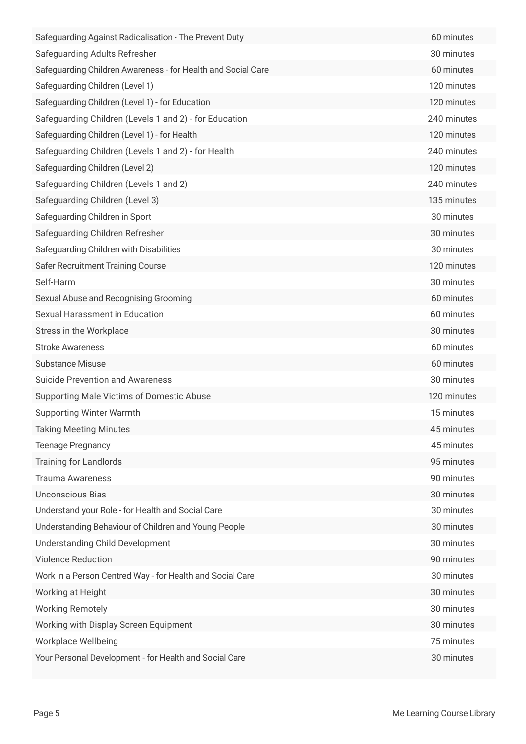| | |
|---|---|
| Safeguarding Against Radicalisation - The Prevent Duty | 60 minutes |
| Safeguarding Adults Refresher | 30 minutes |
| Safeguarding Children Awareness - for Health and Social Care | 60 minutes |
| Safeguarding Children (Level 1) | 120 minutes |
| Safeguarding Children (Level 1) - for Education | 120 minutes |
| Safeguarding Children (Levels 1 and 2) - for Education | 240 minutes |
| Safeguarding Children (Level 1) - for Health | 120 minutes |
| Safeguarding Children (Levels 1 and 2) - for Health | 240 minutes |
| Safeguarding Children (Level 2) | 120 minutes |
| Safeguarding Children (Levels 1 and 2) | 240 minutes |
| Safeguarding Children (Level 3) | 135 minutes |
| Safeguarding Children in Sport | 30 minutes |
| Safeguarding Children Refresher | 30 minutes |
| Safeguarding Children with Disabilities | 30 minutes |
| Safer Recruitment Training Course | 120 minutes |
| Self-Harm | 30 minutes |
| Sexual Abuse and Recognising Grooming | 60 minutes |
| Sexual Harassment in Education | 60 minutes |
| Stress in the Workplace | 30 minutes |
| Stroke Awareness | 60 minutes |
| Substance Misuse | 60 minutes |
| Suicide Prevention and Awareness | 30 minutes |
| Supporting Male Victims of Domestic Abuse | 120 minutes |
| Supporting Winter Warmth | 15 minutes |
| Taking Meeting Minutes | 45 minutes |
| Teenage Pregnancy | 45 minutes |
| Training for Landlords | 95 minutes |
| Trauma Awareness | 90 minutes |
| Unconscious Bias | 30 minutes |
| Understand your Role - for Health and Social Care | 30 minutes |
| Understanding Behaviour of Children and Young People | 30 minutes |
| Understanding Child Development | 30 minutes |
| Violence Reduction | 90 minutes |
| Work in a Person Centred Way - for Health and Social Care | 30 minutes |
| Working at Height | 30 minutes |
| Working Remotely | 30 minutes |
| Working with Display Screen Equipment | 30 minutes |
| Workplace Wellbeing | 75 minutes |
| Your Personal Development - for Health and Social Care | 30 minutes |